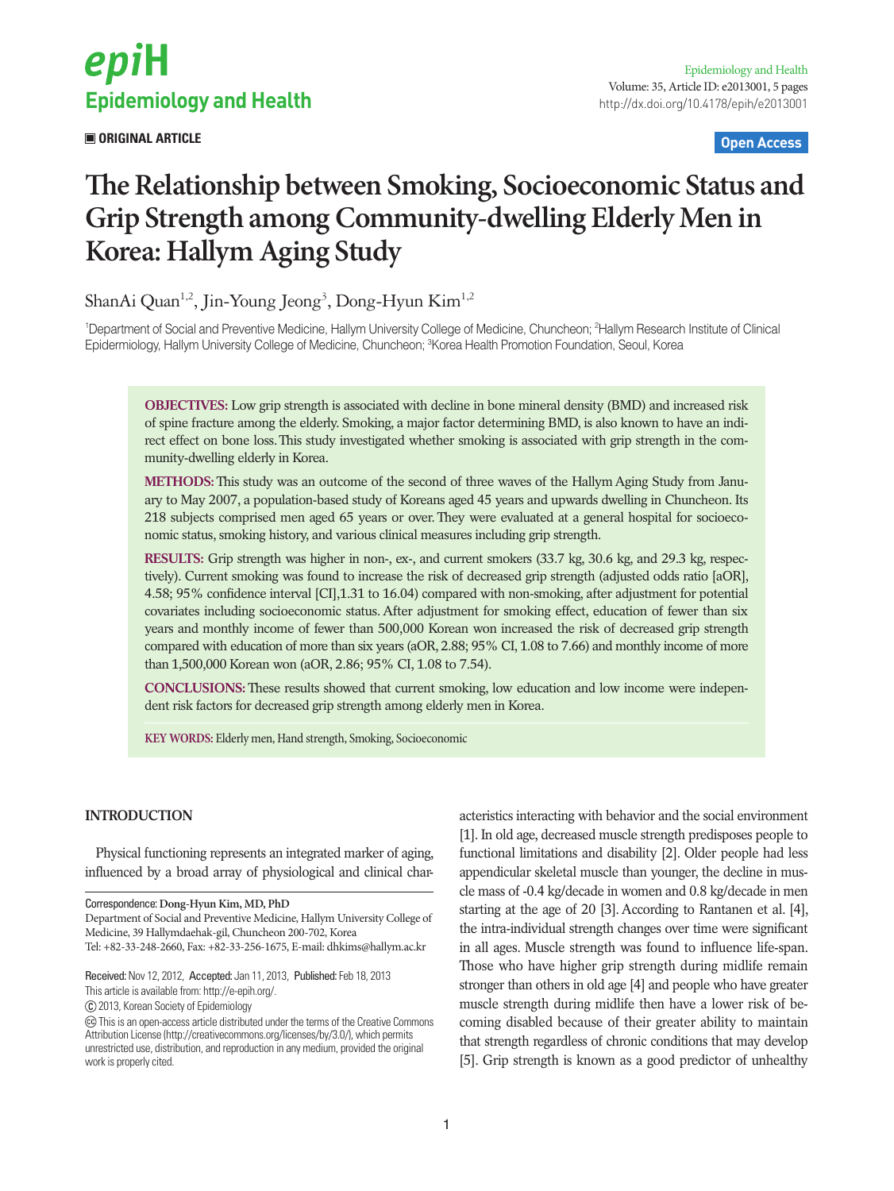**ORIGINAL ARTICLE**

**Open Access**

# The Relationship between Smoking, Socioeconomic Status and Grip Strength among Community-dwelling Elderly Men in Korea: Hallym Aging Study

ShanAi Quan[1,2], Jin-Young Jeong[3], Dong-Hyun Kim[1,2]

[1]Department of Social and Preventive Medicine, Hallym University College of Medicine, Chuncheon; [2]Hallym Research Institute of Clinical Epidermiology, Hallym University College of Medicine, Chuncheon; [3]Korea Health Promotion Foundation, Seoul, Korea

**OBJECTIVES:** Low grip strength is associated with decline in bone mineral density (BMD) and increased risk of spine fracture among the elderly. Smoking, a major factor determining BMD, is also known to have an indirect effect on bone loss. This study investigated whether smoking is associated with grip strength in the community-dwelling elderly in Korea.

**METHODS:** This study was an outcome of the second of three waves of the Hallym Aging Study from January to May 2007, a population-based study of Koreans aged 45 years and upwards dwelling in Chuncheon. Its 218 subjects comprised men aged 65 years or over. They were evaluated at a general hospital for socioeconomic status, smoking history, and various clinical measures including grip strength.

**RESULTS:** Grip strength was higher in non-, ex-, and current smokers (33.7 kg, 30.6 kg, and 29.3 kg, respectively). Current smoking was found to increase the risk of decreased grip strength (adjusted odds ratio [aOR], 4.58; 95% confidence interval [CI],1.31 to 16.04) compared with non-smoking, after adjustment for potential covariates including socioeconomic status. After adjustment for smoking effect, education of fewer than six years and monthly income of fewer than 500,000 Korean won increased the risk of decreased grip strength compared with education of more than six years (aOR, 2.88; 95% CI, 1.08 to 7.66) and monthly income of more than 1,500,000 Korean won (aOR, 2.86; 95% CI, 1.08 to 7.54).

**CONCLUSIONS:** These results showed that current smoking, low education and low income were independent risk factors for decreased grip strength among elderly men in Korea.

**KEY WORDS:** Elderly men, Hand strength, Smoking, Socioeconomic

## INTRODUCTION

Physical functioning represents an integrated marker of aging, influenced by a broad array of physiological and clinical characteristics interacting with behavior and the social environment [1]. In old age, decreased muscle strength predisposes people to functional limitations and disability [2]. Older people had less appendicular skeletal muscle than younger, the decline in muscle mass of -0.4 kg/decade in women and 0.8 kg/decade in men starting at the age of 20 [3]. According to Rantanen et al. [4], the intra-individual strength changes over time were significant in all ages. Muscle strength was found to influence life-span. Those who have higher grip strength during midlife remain stronger than others in old age [4] and people who have greater muscle strength during midlife then have a lower risk of becoming disabled because of their greater ability to maintain that strength regardless of chronic conditions that may develop [5]. Grip strength is known as a good predictor of unhealthy

Correspondence: Dong-Hyun Kim, MD, PhD
Department of Social and Preventive Medicine, Hallym University College of Medicine, 39 Hallymdaehak-gil, Chuncheon 200-702, Korea
Tel: +82-33-248-2660, Fax: +82-33-256-1675, E-mail: dhkims@hallym.ac.kr

Received: Nov 12, 2012, Accepted: Jan 11, 2013, Published: Feb 18, 2013
This article is available from: http://e-epih.org/.

© 2013, Korean Society of Epidemiology

This is an open-access article distributed under the terms of the Creative Commons Attribution License (http://creativecommons.org/licenses/by/3.0/), which permits unrestricted use, distribution, and reproduction in any medium, provided the original work is properly cited.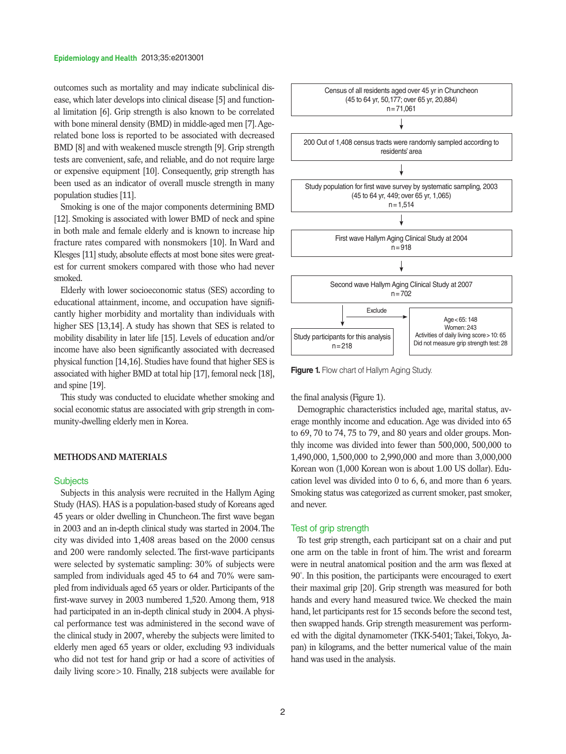outcomes such as mortality and may indicate subclinical disease, which later develops into clinical disease [5] and functional limitation [6]. Grip strength is also known to be correlated with bone mineral density (BMD) in middle-aged men [7]. Age-related bone loss is reported to be associated with decreased BMD [8] and with weakened muscle strength [9]. Grip strength tests are convenient, safe, and reliable, and do not require large or expensive equipment [10]. Consequently, grip strength has been used as an indicator of overall muscle strength in many population studies [11].

Smoking is one of the major components determining BMD [12]. Smoking is associated with lower BMD of neck and spine in both male and female elderly and is known to increase hip fracture rates compared with nonsmokers [10]. In Ward and Klesges [11] study, absolute effects at most bone sites were greatest for current smokers compared with those who had never smoked.

Elderly with lower socioeconomic status (SES) according to educational attainment, income, and occupation have significantly higher morbidity and mortality than individuals with higher SES [13,14]. A study has shown that SES is related to mobility disability in later life [15]. Levels of education and/or income have also been significantly associated with decreased physical function [14,16]. Studies have found that higher SES is associated with higher BMD at total hip [17], femoral neck [18], and spine [19].

This study was conducted to elucidate whether smoking and social economic status are associated with grip strength in community-dwelling elderly men in Korea.

## METHODS AND MATERIALS

### Subjects

Subjects in this analysis were recruited in the Hallym Aging Study (HAS). HAS is a population-based study of Koreans aged 45 years or older dwelling in Chuncheon. The first wave began in 2003 and an in-depth clinical study was started in 2004. The city was divided into 1,408 areas based on the 2000 census and 200 were randomly selected. The first-wave participants were selected by systematic sampling: 30% of subjects were sampled from individuals aged 45 to 64 and 70% were sampled from individuals aged 65 years or older. Participants of the first-wave survey in 2003 numbered 1,520. Among them, 918 had participated in an in-depth clinical study in 2004. A physical performance test was administered in the second wave of the clinical study in 2007, whereby the subjects were limited to elderly men aged 65 years or older, excluding 93 individuals who did not test for hand grip or had a score of activities of daily living score > 10. Finally, 218 subjects were available for the final analysis (Figure 1).

Census of all residents aged over 45 yr in Chuncheon
(45 to 64 yr, 50,177; over 65 yr, 20,884)
n = 71,061

↓

200 Out of 1,408 census tracts were randomly sampled according to residents' area

↓

Study population for first wave survey by systematic sampling, 2003
(45 to 64 yr, 449; over 65 yr, 1,065)
n = 1,514

↓

First wave Hallym Aging Clinical Study at 2004
n = 918

↓

Second wave Hallym Aging Clinical Study at 2007
n = 702

→ Exclude: Age < 65: 148; Women: 243; Activities of daily living score > 10: 65; Did not measure grip strength test: 28

↓

Study participants for this analysis
n = 218

**Figure 1.** Flow chart of Hallym Aging Study.

Demographic characteristics included age, marital status, average monthly income and education. Age was divided into 65 to 69, 70 to 74, 75 to 79, and 80 years and older groups. Monthly income was divided into fewer than 500,000, 500,000 to 1,490,000, 1,500,000 to 2,990,000 and more than 3,000,000 Korean won (1,000 Korean won is about 1.00 US dollar). Education level was divided into 0 to 6, 6, and more than 6 years. Smoking status was categorized as current smoker, past smoker, and never.

### Test of grip strength

To test grip strength, each participant sat on a chair and put one arm on the table in front of him. The wrist and forearm were in neutral anatomical position and the arm was flexed at 90°. In this position, the participants were encouraged to exert their maximal grip [20]. Grip strength was measured for both hands and every hand measured twice. We checked the main hand, let participants rest for 15 seconds before the second test, then swapped hands. Grip strength measurement was performed with the digital dynamometer (TKK-5401; Takei, Tokyo, Japan) in kilograms, and the better numerical value of the main hand was used in the analysis.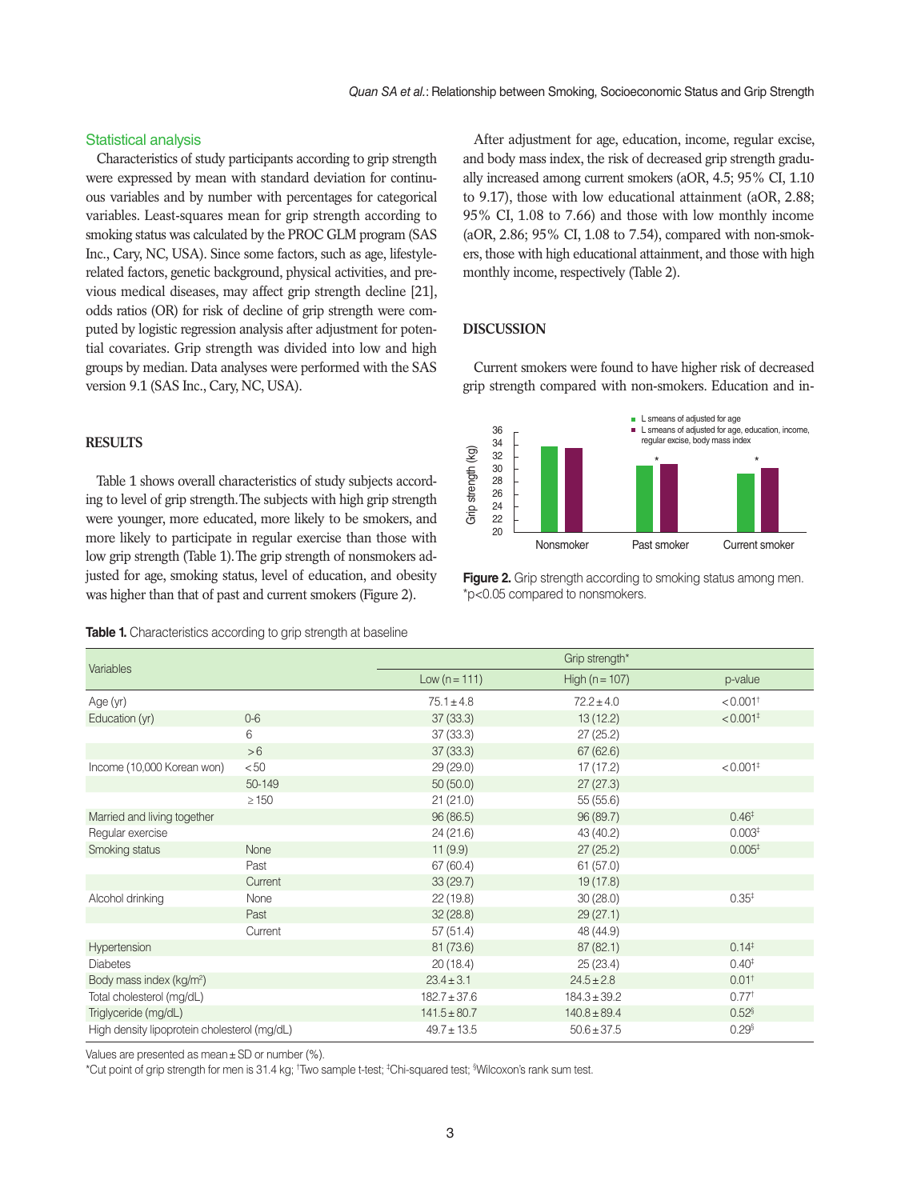### Statistical analysis

Characteristics of study participants according to grip strength were expressed by mean with standard deviation for continuous variables and by number with percentages for categorical variables. Least-squares mean for grip strength according to smoking status was calculated by the PROC GLM program (SAS Inc., Cary, NC, USA). Since some factors, such as age, lifestyle-related factors, genetic background, physical activities, and previous medical diseases, may affect grip strength decline [21], odds ratios (OR) for risk of decline of grip strength were computed by logistic regression analysis after adjustment for potential covariates. Grip strength was divided into low and high groups by median. Data analyses were performed with the SAS version 9.1 (SAS Inc., Cary, NC, USA).

## RESULTS

Table 1 shows overall characteristics of study subjects according to level of grip strength. The subjects with high grip strength were younger, more educated, more likely to be smokers, and more likely to participate in regular exercise than those with low grip strength (Table 1). The grip strength of nonsmokers adjusted for age, smoking status, level of education, and obesity was higher than that of past and current smokers (Figure 2).

After adjustment for age, education, income, regular excise, and body mass index, the risk of decreased grip strength gradually increased among current smokers (aOR, 4.5; 95% CI, 1.10 to 9.17), those with low educational attainment (aOR, 2.88; 95% CI, 1.08 to 7.66) and those with low monthly income (aOR, 2.86; 95% CI, 1.08 to 7.54), compared with non-smokers, those with high educational attainment, and those with high monthly income, respectively (Table 2).

## DISCUSSION

Current smokers were found to have higher risk of decreased grip strength compared with non-smokers. Education and in-

**Figure 2.** Grip strength according to smoking status among men. *p<0.05 compared to nonsmokers.

**Table 1.** Characteristics according to grip strength at baseline

| Variables | | Grip strength* | | |
|---|---|---|---|---|
| | | Low (n = 111) | High (n = 107) | p-value |
| Age (yr) | | 75.1 ± 4.8 | 72.2 ± 4.0 | <0.001† |
| Education (yr) | 0-6 | 37 (33.3) | 13 (12.2) | <0.001‡ |
| | 6 | 37 (33.3) | 27 (25.2) | |
| | >6 | 37 (33.3) | 67 (62.6) | |
| Income (10,000 Korean won) | <50 | 29 (29.0) | 17 (17.2) | <0.001‡ |
| | 50-149 | 50 (50.0) | 27 (27.3) | |
| | ≥150 | 21 (21.0) | 55 (55.6) | |
| Married and living together | | 96 (86.5) | 96 (89.7) | 0.46‡ |
| Regular exercise | | 24 (21.6) | 43 (40.2) | 0.003‡ |
| Smoking status | None | 11 (9.9) | 27 (25.2) | 0.005‡ |
| | Past | 67 (60.4) | 61 (57.0) | |
| | Current | 33 (29.7) | 19 (17.8) | |
| Alcohol drinking | None | 22 (19.8) | 30 (28.0) | 0.35‡ |
| | Past | 32 (28.8) | 29 (27.1) | |
| | Current | 57 (51.4) | 48 (44.9) | |
| Hypertension | | 81 (73.6) | 87 (82.1) | 0.14‡ |
| Diabetes | | 20 (18.4) | 25 (23.4) | 0.40‡ |
| Body mass index (kg/m$^2$) | | 23.4 ± 3.1 | 24.5 ± 2.8 | 0.01† |
| Total cholesterol (mg/dL) | | 182.7 ± 37.6 | 184.3 ± 39.2 | 0.77† |
| Triglyceride (mg/dL) | | 141.5 ± 80.7 | 140.8 ± 89.4 | 0.52§ |
| High density lipoprotein cholesterol (mg/dL) | | 49.7 ± 13.5 | 50.6 ± 37.5 | 0.29§ |

Values are presented as mean ± SD or number (%).

*Cut point of grip strength for men is 31.4 kg; †Two sample t-test; ‡Chi-squared test; §Wilcoxon's rank sum test.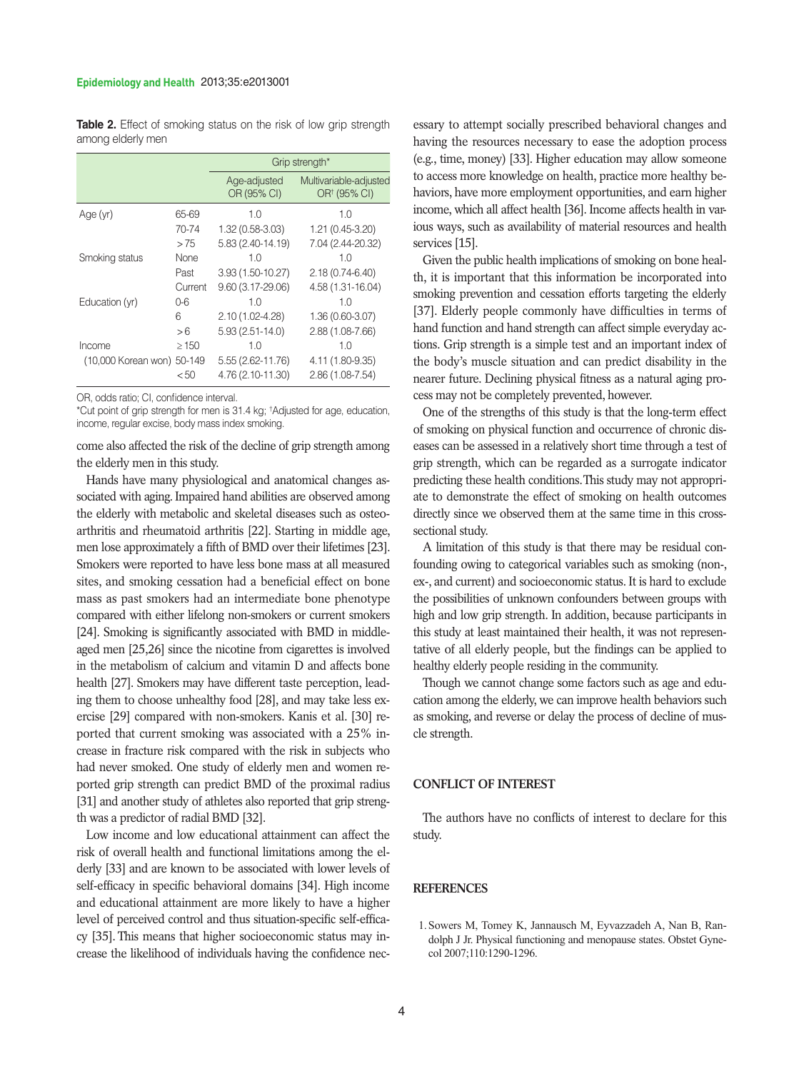**Table 2.** Effect of smoking status on the risk of low grip strength among elderly men

| | | Grip strength* | |
|---|---|---|---|
| | | Age-adjusted OR (95% CI) | Multivariable-adjusted OR† (95% CI) |
| Age (yr) | 65-69 | 1.0 | 1.0 |
| | 70-74 | 1.32 (0.58-3.03) | 1.21 (0.45-3.20) |
| | >75 | 5.83 (2.40-14.19) | 7.04 (2.44-20.32) |
| Smoking status | None | 1.0 | 1.0 |
| | Past | 3.93 (1.50-10.27) | 2.18 (0.74-6.40) |
| | Current | 9.60 (3.17-29.06) | 4.58 (1.31-16.04) |
| Education (yr) | 0-6 | 1.0 | 1.0 |
| | 6 | 2.10 (1.02-4.28) | 1.36 (0.60-3.07) |
| | >6 | 5.93 (2.51-14.0) | 2.88 (1.08-7.66) |
| Income | ≥150 | 1.0 | 1.0 |
| (10,000 Korean won) | 50-149 | 5.55 (2.62-11.76) | 4.11 (1.80-9.35) |
| | <50 | 4.76 (2.10-11.30) | 2.86 (1.08-7.54) |

OR, odds ratio; CI, confidence interval.
*Cut point of grip strength for men is 31.4 kg; †Adjusted for age, education, income, regular excise, body mass index smoking.

come also affected the risk of the decline of grip strength among the elderly men in this study.

Hands have many physiological and anatomical changes associated with aging. Impaired hand abilities are observed among the elderly with metabolic and skeletal diseases such as osteoarthritis and rheumatoid arthritis [22]. Starting in middle age, men lose approximately a fifth of BMD over their lifetimes [23]. Smokers were reported to have less bone mass at all measured sites, and smoking cessation had a beneficial effect on bone mass as past smokers had an intermediate bone phenotype compared with either lifelong non-smokers or current smokers [24]. Smoking is significantly associated with BMD in middle-aged men [25,26] since the nicotine from cigarettes is involved in the metabolism of calcium and vitamin D and affects bone health [27]. Smokers may have different taste perception, leading them to choose unhealthy food [28], and may take less exercise [29] compared with non-smokers. Kanis et al. [30] reported that current smoking was associated with a 25% increase in fracture risk compared with the risk in subjects who had never smoked. One study of elderly men and women reported grip strength can predict BMD of the proximal radius [31] and another study of athletes also reported that grip strength was a predictor of radial BMD [32].

Low income and low educational attainment can affect the risk of overall health and functional limitations among the elderly [33] and are known to be associated with lower levels of self-efficacy in specific behavioral domains [34]. High income and educational attainment are more likely to have a higher level of perceived control and thus situation-specific self-efficacy [35]. This means that higher socioeconomic status may increase the likelihood of individuals having the confidence necessary to attempt socially prescribed behavioral changes and having the resources necessary to ease the adoption process (e.g., time, money) [33]. Higher education may allow someone to access more knowledge on health, practice more healthy behaviors, have more employment opportunities, and earn higher income, which all affect health [36]. Income affects health in various ways, such as availability of material resources and health services [15].

Given the public health implications of smoking on bone health, it is important that this information be incorporated into smoking prevention and cessation efforts targeting the elderly [37]. Elderly people commonly have difficulties in terms of hand function and hand strength can affect simple everyday actions. Grip strength is a simple test and an important index of the body's muscle situation and can predict disability in the nearer future. Declining physical fitness as a natural aging process may not be completely prevented, however.

One of the strengths of this study is that the long-term effect of smoking on physical function and occurrence of chronic diseases can be assessed in a relatively short time through a test of grip strength, which can be regarded as a surrogate indicator predicting these health conditions. This study may not appropriate to demonstrate the effect of smoking on health outcomes directly since we observed them at the same time in this cross-sectional study.

A limitation of this study is that there may be residual confounding owing to categorical variables such as smoking (non-, ex-, and current) and socioeconomic status. It is hard to exclude the possibilities of unknown confounders between groups with high and low grip strength. In addition, because participants in this study at least maintained their health, it was not representative of all elderly people, but the findings can be applied to healthy elderly people residing in the community.

Though we cannot change some factors such as age and education among the elderly, we can improve health behaviors such as smoking, and reverse or delay the process of decline of muscle strength.

## CONFLICT OF INTEREST

The authors have no conflicts of interest to declare for this study.

## REFERENCES

1. Sowers M, Tomey K, Jannausch M, Eyvazzadeh A, Nan B, Randolph J Jr. Physical functioning and menopause states. Obstet Gynecol 2007;110:1290-1296.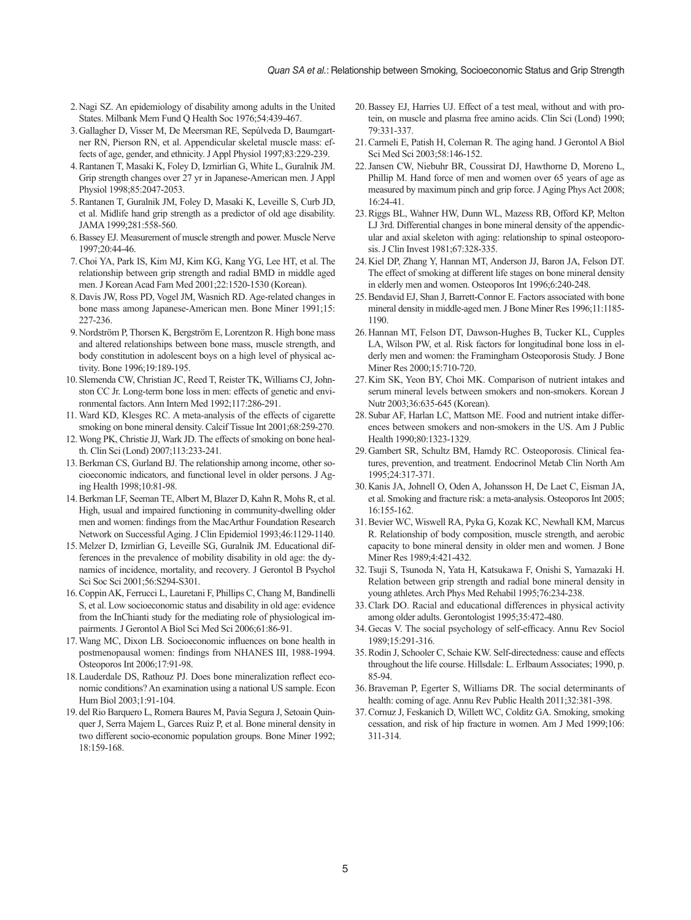2. Nagi SZ. An epidemiology of disability among adults in the United States. Milbank Mem Fund Q Health Soc 1976;54:439-467.
3. Gallagher D, Visser M, De Meersman RE, Sepúlveda D, Baumgartner RN, Pierson RN, et al. Appendicular skeletal muscle mass: effects of age, gender, and ethnicity. J Appl Physiol 1997;83:229-239.
4. Rantanen T, Masaki K, Foley D, Izmirlian G, White L, Guralnik JM. Grip strength changes over 27 yr in Japanese-American men. J Appl Physiol 1998;85:2047-2053.
5. Rantanen T, Guralnik JM, Foley D, Masaki K, Leveille S, Curb JD, et al. Midlife hand grip strength as a predictor of old age disability. JAMA 1999;281:558-560.
6. Bassey EJ. Measurement of muscle strength and power. Muscle Nerve 1997;20:44-46.
7. Choi YA, Park IS, Kim MJ, Kim KG, Kang YG, Lee HT, et al. The relationship between grip strength and radial BMD in middle aged men. J Korean Acad Fam Med 2001;22:1520-1530 (Korean).
8. Davis JW, Ross PD, Vogel JM, Wasnich RD. Age-related changes in bone mass among Japanese-American men. Bone Miner 1991;15:227-236.
9. Nordström P, Thorsen K, Bergström E, Lorentzon R. High bone mass and altered relationships between bone mass, muscle strength, and body constitution in adolescent boys on a high level of physical activity. Bone 1996;19:189-195.
10. Slemenda CW, Christian JC, Reed T, Reister TK, Williams CJ, Johnston CC Jr. Long-term bone loss in men: effects of genetic and environmental factors. Ann Intern Med 1992;117:286-291.
11. Ward KD, Klesges RC. A meta-analysis of the effects of cigarette smoking on bone mineral density. Calcif Tissue Int 2001;68:259-270.
12. Wong PK, Christie JJ, Wark JD. The effects of smoking on bone health. Clin Sci (Lond) 2007;113:233-241.
13. Berkman CS, Gurland BJ. The relationship among income, other socioeconomic indicators, and functional level in older persons. J Aging Health 1998;10:81-98.
14. Berkman LF, Seeman TE, Albert M, Blazer D, Kahn R, Mohs R, et al. High, usual and impaired functioning in community-dwelling older men and women: findings from the MacArthur Foundation Research Network on Successful Aging. J Clin Epidemiol 1993;46:1129-1140.
15. Melzer D, Izmirlian G, Leveille SG, Guralnik JM. Educational differences in the prevalence of mobility disability in old age: the dynamics of incidence, mortality, and recovery. J Gerontol B Psychol Sci Soc Sci 2001;56:S294-S301.
16. Coppin AK, Ferrucci L, Lauretani F, Phillips C, Chang M, Bandinelli S, et al. Low socioeconomic status and disability in old age: evidence from the InChianti study for the mediating role of physiological impairments. J Gerontol A Biol Sci Med Sci 2006;61:86-91.
17. Wang MC, Dixon LB. Socioeconomic influences on bone health in postmenopausal women: findings from NHANES III, 1988-1994. Osteoporos Int 2006;17:91-98.
18. Lauderdale DS, Rathouz PJ. Does bone mineralization reflect economic conditions? An examination using a national US sample. Econ Hum Biol 2003;1:91-104.
19. del Rio Barquero L, Romera Baures M, Pavia Segura J, Setoain Quinquer J, Serra Majem L, Garces Ruiz P, et al. Bone mineral density in two different socio-economic population groups. Bone Miner 1992;18:159-168.
20. Bassey EJ, Harries UJ. Effect of a test meal, without and with protein, on muscle and plasma free amino acids. Clin Sci (Lond) 1990;79:331-337.
21. Carmeli E, Patish H, Coleman R. The aging hand. J Gerontol A Biol Sci Med Sci 2003;58:146-152.
22. Jansen CW, Niebuhr BR, Coussirat DJ, Hawthorne D, Moreno L, Phillip M. Hand force of men and women over 65 years of age as measured by maximum pinch and grip force. J Aging Phys Act 2008;16:24-41.
23. Riggs BL, Wahner HW, Dunn WL, Mazess RB, Offord KP, Melton LJ 3rd. Differential changes in bone mineral density of the appendicular and axial skeleton with aging: relationship to spinal osteoporosis. J Clin Invest 1981;67:328-335.
24. Kiel DP, Zhang Y, Hannan MT, Anderson JJ, Baron JA, Felson DT. The effect of smoking at different life stages on bone mineral density in elderly men and women. Osteoporos Int 1996;6:240-248.
25. Bendavid EJ, Shan J, Barrett-Connor E. Factors associated with bone mineral density in middle-aged men. J Bone Miner Res 1996;11:1185-1190.
26. Hannan MT, Felson DT, Dawson-Hughes B, Tucker KL, Cupples LA, Wilson PW, et al. Risk factors for longitudinal bone loss in elderly men and women: the Framingham Osteoporosis Study. J Bone Miner Res 2000;15:710-720.
27. Kim SK, Yeon BY, Choi MK. Comparison of nutrient intakes and serum mineral levels between smokers and non-smokers. Korean J Nutr 2003;36:635-645 (Korean).
28. Subar AF, Harlan LC, Mattson ME. Food and nutrient intake differences between smokers and non-smokers in the US. Am J Public Health 1990;80:1323-1329.
29. Gambert SR, Schultz BM, Hamdy RC. Osteoporosis. Clinical features, prevention, and treatment. Endocrinol Metab Clin North Am 1995;24:317-371.
30. Kanis JA, Johnell O, Oden A, Johansson H, De Laet C, Eisman JA, et al. Smoking and fracture risk: a meta-analysis. Osteoporos Int 2005;16:155-162.
31. Bevier WC, Wiswell RA, Pyka G, Kozak KC, Newhall KM, Marcus R. Relationship of body composition, muscle strength, and aerobic capacity to bone mineral density in older men and women. J Bone Miner Res 1989;4:421-432.
32. Tsuji S, Tsunoda N, Yata H, Katsukawa F, Onishi S, Yamazaki H. Relation between grip strength and radial bone mineral density in young athletes. Arch Phys Med Rehabil 1995;76:234-238.
33. Clark DO. Racial and educational differences in physical activity among older adults. Gerontologist 1995;35:472-480.
34. Gecas V. The social psychology of self-efficacy. Annu Rev Sociol 1989;15:291-316.
35. Rodin J, Schooler C, Schaie KW. Self-directedness: cause and effects throughout the life course. Hillsdale: L. Erlbaum Associates; 1990, p. 85-94.
36. Braveman P, Egerter S, Williams DR. The social determinants of health: coming of age. Annu Rev Public Health 2011;32:381-398.
37. Cornuz J, Feskanich D, Willett WC, Colditz GA. Smoking, smoking cessation, and risk of hip fracture in women. Am J Med 1999;106:311-314.